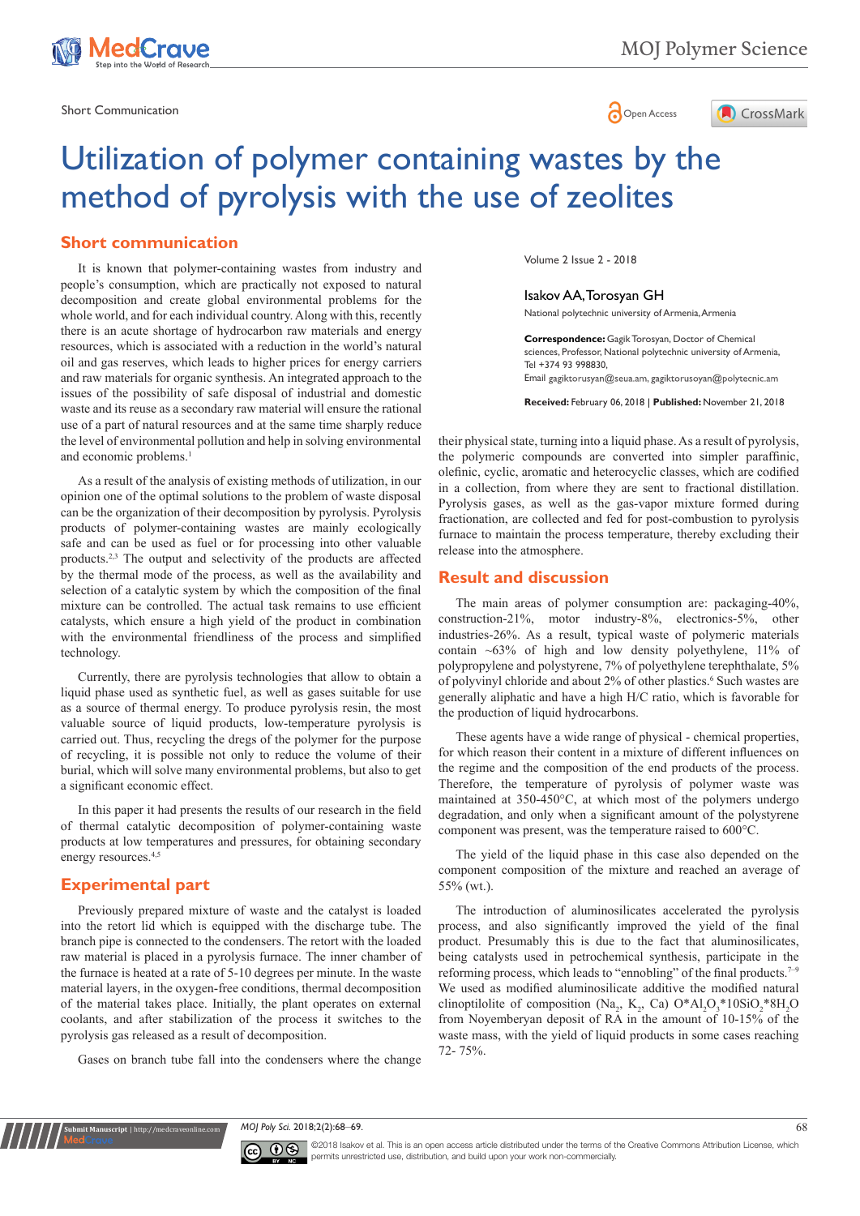Short Communication

# Utilization of polymer containing wastes by the method of pyrolysis with the use of zeolites

Volume 2 Issue 2 - 2018

Isakov AA, Torosyan GH

National polytechnic university of Armenia, Armenia

**Correspondence:** Gagik Torosyan, Doctor of Chemical sciences, Professor, National polytechnic university of Armenia, Tel +374 93 998830, Email gagiktorusyan@seua.am, gagiktorusoyan@polytecnic.am

**Received:** February 06, 2018 | **Published:** November 21, 2018

## Short communication

It is known that polymer-containing wastes from industry and people's consumption, which are practically not exposed to natural decomposition and create global environmental problems for the whole world, and for each individual country. Along with this, recently there is an acute shortage of hydrocarbon raw materials and energy resources, which is associated with a reduction in the world's natural oil and gas reserves, which leads to higher prices for energy carriers and raw materials for organic synthesis. An integrated approach to the issues of the possibility of safe disposal of industrial and domestic waste and its reuse as a secondary raw material will ensure the rational use of a part of natural resources and at the same time sharply reduce the level of environmental pollution and help in solving environmental and economic problems.[1]

As a result of the analysis of existing methods of utilization, in our opinion one of the optimal solutions to the problem of waste disposal can be the organization of their decomposition by pyrolysis. Pyrolysis products of polymer-containing wastes are mainly ecologically safe and can be used as fuel or for processing into other valuable products.[2,3] The output and selectivity of the products are affected by the thermal mode of the process, as well as the availability and selection of a catalytic system by which the composition of the final mixture can be controlled. The actual task remains to use efficient catalysts, which ensure a high yield of the product in combination with the environmental friendliness of the process and simplified technology.

Currently, there are pyrolysis technologies that allow to obtain a liquid phase used as synthetic fuel, as well as gases suitable for use as a source of thermal energy. To produce pyrolysis resin, the most valuable source of liquid products, low-temperature pyrolysis is carried out. Thus, recycling the dregs of the polymer for the purpose of recycling, it is possible not only to reduce the volume of their burial, which will solve many environmental problems, but also to get a significant economic effect.

In this paper it had presents the results of our research in the field of thermal catalytic decomposition of polymer-containing waste products at low temperatures and pressures, for obtaining secondary energy resources.[4,5]

## Experimental part

Previously prepared mixture of waste and the catalyst is loaded into the retort lid which is equipped with the discharge tube. The branch pipe is connected to the condensers. The retort with the loaded raw material is placed in a pyrolysis furnace. The inner chamber of the furnace is heated at a rate of 5-10 degrees per minute. In the waste material layers, in the oxygen-free conditions, thermal decomposition of the material takes place. Initially, the plant operates on external coolants, and after stabilization of the process it switches to the pyrolysis gas released as a result of decomposition.

Gases on branch tube fall into the condensers where the change their physical state, turning into a liquid phase. As a result of pyrolysis, the polymeric compounds are converted into simpler paraffinic, olefinic, cyclic, aromatic and heterocyclic classes, which are codified in a collection, from where they are sent to fractional distillation. Pyrolysis gases, as well as the gas-vapor mixture formed during fractionation, are collected and fed for post-combustion to pyrolysis furnace to maintain the process temperature, thereby excluding their release into the atmosphere.

## Result and discussion

The main areas of polymer consumption are: packaging-40%, construction-21%, motor industry-8%, electronics-5%, other industries-26%. As a result, typical waste of polymeric materials contain ~63% of high and low density polyethylene, 11% of polypropylene and polystyrene, 7% of polyethylene terephthalate, 5% of polyvinyl chloride and about 2% of other plastics.[6] Such wastes are generally aliphatic and have a high H/C ratio, which is favorable for the production of liquid hydrocarbons.

These agents have a wide range of physical - chemical properties, for which reason their content in a mixture of different influences on the regime and the composition of the end products of the process. Therefore, the temperature of pyrolysis of polymer waste was maintained at 350-450°C, at which most of the polymers undergo degradation, and only when a significant amount of the polystyrene component was present, was the temperature raised to 600°C.

The yield of the liquid phase in this case also depended on the component composition of the mixture and reached an average of 55% (wt.).

The introduction of aluminosilicates accelerated the pyrolysis process, and also significantly improved the yield of the final product. Presumably this is due to the fact that aluminosilicates, being catalysts used in petrochemical synthesis, participate in the reforming process, which leads to "ennobling" of the final products.[7–9] We used as modified aluminosilicate additive the modified natural clinoptilolite of composition ($Na_2$, $K_2$, Ca) $O*Al_2O_3*10SiO_2*8H_2O$ from Noyemberyan deposit of RA in the amount of 10-15% of the waste mass, with the yield of liquid products in some cases reaching 72- 75%.

©2018 Isakov et al. This is an open access article distributed under the terms of the Creative Commons Attribution License, which permits unrestricted use, distribution, and build upon your work non-commercially.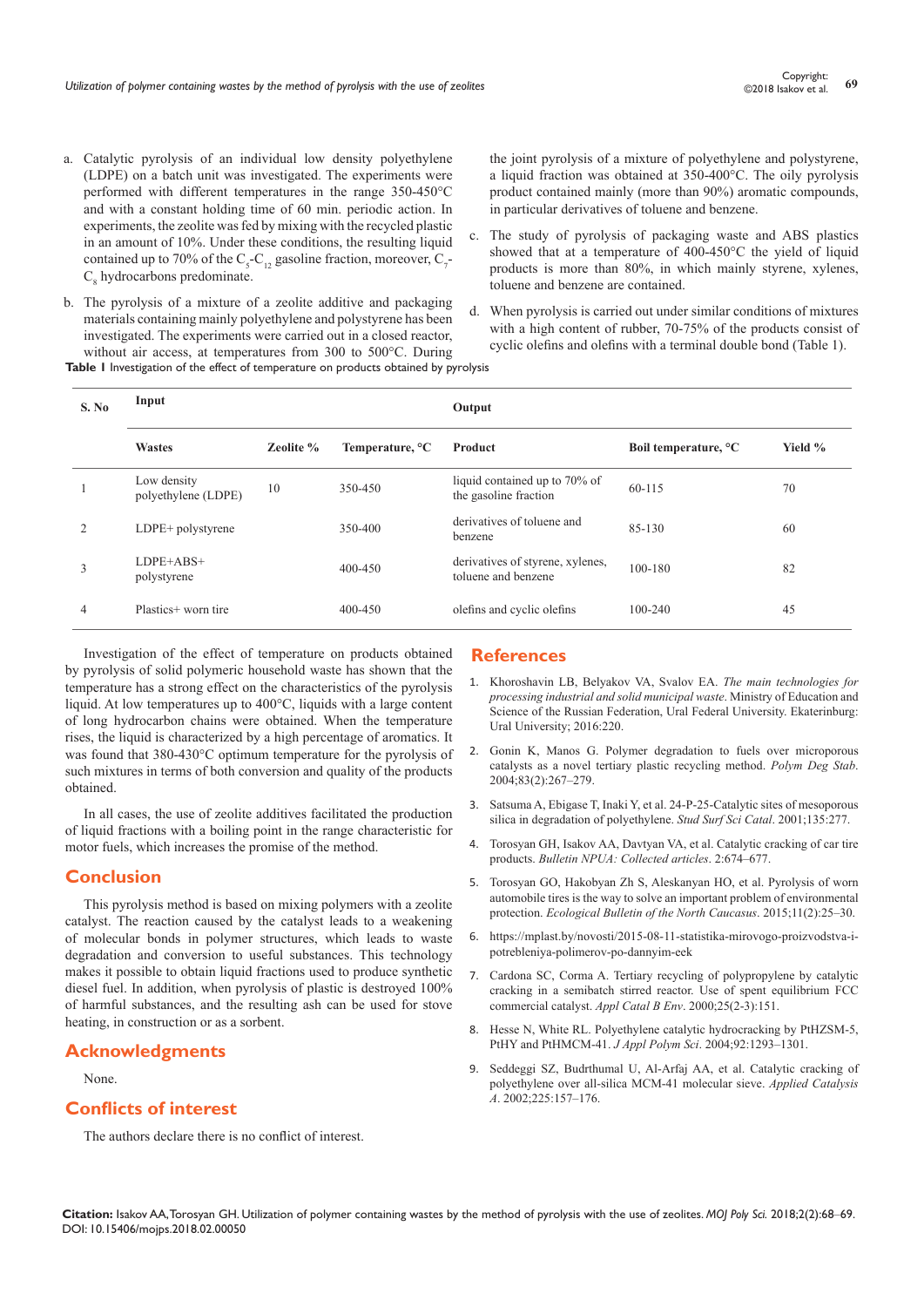a. Catalytic pyrolysis of an individual low density polyethylene (LDPE) on a batch unit was investigated. The experiments were performed with different temperatures in the range 350-450°C and with a constant holding time of 60 min. periodic action. In experiments, the zeolite was fed by mixing with the recycled plastic in an amount of 10%. Under these conditions, the resulting liquid contained up to 70% of the $C_5$-$C_{12}$ gasoline fraction, moreover, $C_7$-$C_8$ hydrocarbons predominate.

b. The pyrolysis of a mixture of a zeolite additive and packaging materials containing mainly polyethylene and polystyrene has been investigated. The experiments were carried out in a closed reactor, without air access, at temperatures from 300 to 500°C. During the joint pyrolysis of a mixture of polyethylene and polystyrene, a liquid fraction was obtained at 350-400°C. The oily pyrolysis product contained mainly (more than 90%) aromatic compounds, in particular derivatives of toluene and benzene.

c. The study of pyrolysis of packaging waste and ABS plastics showed that at a temperature of 400-450°C the yield of liquid products is more than 80%, in which mainly styrene, xylenes, toluene and benzene are contained.

d. When pyrolysis is carried out under similar conditions of mixtures with a high content of rubber, 70-75% of the products consist of cyclic olefins and olefins with a terminal double bond (Table 1).

**Table 1** Investigation of the effect of temperature on products obtained by pyrolysis

| S. No | Input | | | Output | | |
|---|---|---|---|---|---|---|
| | **Wastes** | **Zeolite %** | **Temperature, °C** | **Product** | **Boil temperature, °C** | **Yield %** |
| 1 | Low density polyethylene (LDPE) | 10 | 350-450 | liquid contained up to 70% of the gasoline fraction | 60-115 | 70 |
| 2 | LDPE+ polystyrene | | 350-400 | derivatives of toluene and benzene | 85-130 | 60 |
| 3 | LDPE+ABS+ polystyrene | | 400-450 | derivatives of styrene, xylenes, toluene and benzene | 100-180 | 82 |
| 4 | Plastics+ worn tire | | 400-450 | olefins and cyclic olefins | 100-240 | 45 |

Investigation of the effect of temperature on products obtained by pyrolysis of solid polymeric household waste has shown that the temperature has a strong effect on the characteristics of the pyrolysis liquid. At low temperatures up to 400°C, liquids with a large content of long hydrocarbon chains were obtained. When the temperature rises, the liquid is characterized by a high percentage of aromatics. It was found that 380-430°C optimum temperature for the pyrolysis of such mixtures in terms of both conversion and quality of the products obtained.

In all cases, the use of zeolite additives facilitated the production of liquid fractions with a boiling point in the range characteristic for motor fuels, which increases the promise of the method.

## Conclusion

This pyrolysis method is based on mixing polymers with a zeolite catalyst. The reaction caused by the catalyst leads to a weakening of molecular bonds in polymer structures, which leads to waste degradation and conversion to useful substances. This technology makes it possible to obtain liquid fractions used to produce synthetic diesel fuel. In addition, when pyrolysis of plastic is destroyed 100% of harmful substances, and the resulting ash can be used for stove heating, in construction or as a sorbent.

## Acknowledgments

None.

## Conflicts of interest

The authors declare there is no conflict of interest.

## References

1. Khoroshavin LB, Belyakov VA, Svalov EA. *The main technologies for processing industrial and solid municipal waste*. Ministry of Education and Science of the Russian Federation, Ural Federal University. Ekaterinburg: Ural University; 2016:220.
2. Gonin K, Manos G. Polymer degradation to fuels over microporous catalysts as a novel tertiary plastic recycling method. *Polym Deg Stab*. 2004;83(2):267–279.
3. Satsuma A, Ebigase T, Inaki Y, et al. 24-P-25-Catalytic sites of mesoporous silica in degradation of polyethylene. *Stud Surf Sci Catal*. 2001;135:277.
4. Torosyan GH, Isakov AA, Davtyan VA, et al. Catalytic cracking of car tire products. *Bulletin NPUA: Collected articles*. 2:674–677.
5. Torosyan GO, Hakobyan Zh S, Aleskanyan HO, et al. Pyrolysis of worn automobile tires is the way to solve an important problem of environmental protection. *Ecological Bulletin of the North Caucasus*. 2015;11(2):25–30.
6. https://mplast.by/novosti/2015-08-11-statistika-mirovogo-proizvodstva-i-potrebleniya-polimerov-po-dannyim-eek
7. Cardona SC, Corma A. Tertiary recycling of polypropylene by catalytic cracking in a semibatch stirred reactor. Use of spent equilibrium FCC commercial catalyst. *Appl Catal B Env*. 2000;25(2-3):151.
8. Hesse N, White RL. Polyethylene catalytic hydrocracking by PtHZSM-5, PtHY and PtHMCM-41. *J Appl Polym Sci*. 2004;92:1293–1301.
9. Seddeggi SZ, Budrthumal U, Al-Arfaj AA, et al. Catalytic cracking of polyethylene over all-silica MCM-41 molecular sieve. *Applied Catalysis A*. 2002;225:157–176.

**Citation:** Isakov AA, Torosyan GH. Utilization of polymer containing wastes by the method of pyrolysis with the use of zeolites. *MOJ Poly Sci.* 2018;2(2):68–69. DOI: 10.15406/mojps.2018.02.00050